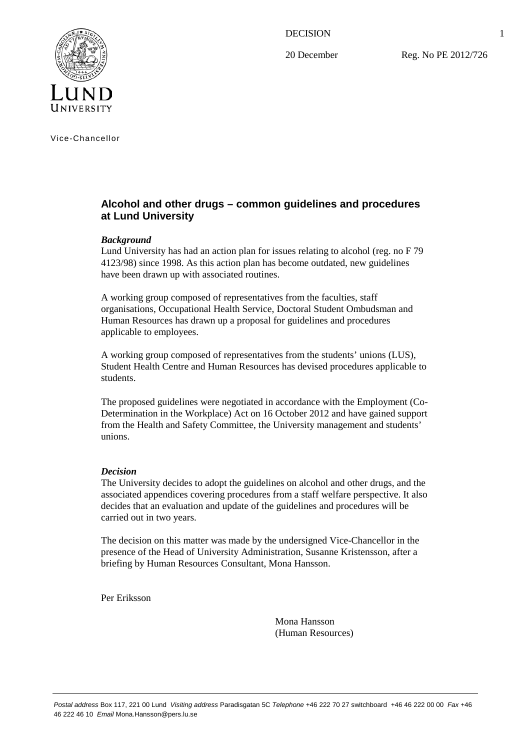DECISION

20 December    Reg. No PE 2012/726

Vice-Chancellor

## Alcohol and other drugs – common guidelines and procedures at Lund University

***Background***

Lund University has had an action plan for issues relating to alcohol (reg. no F 79 4123/98) since 1998. As this action plan has become outdated, new guidelines have been drawn up with associated routines.

A working group composed of representatives from the faculties, staff organisations, Occupational Health Service, Doctoral Student Ombudsman and Human Resources has drawn up a proposal for guidelines and procedures applicable to employees.

A working group composed of representatives from the students' unions (LUS), Student Health Centre and Human Resources has devised procedures applicable to students.

The proposed guidelines were negotiated in accordance with the Employment (Co-Determination in the Workplace) Act on 16 October 2012 and have gained support from the Health and Safety Committee, the University management and students' unions.

***Decision***

The University decides to adopt the guidelines on alcohol and other drugs, and the associated appendices covering procedures from a staff welfare perspective. It also decides that an evaluation and update of the guidelines and procedures will be carried out in two years.

The decision on this matter was made by the undersigned Vice-Chancellor in the presence of the Head of University Administration, Susanne Kristensson, after a briefing by Human Resources Consultant, Mona Hansson.

Per Eriksson

Mona Hansson
(Human Resources)

*Postal address* Box 117, 221 00 Lund *Visiting address* Paradisgatan 5C *Telephone* +46 222 70 27 switchboard +46 46 222 00 00 *Fax* +46 46 222 46 10 *Email* Mona.Hansson@pers.lu.se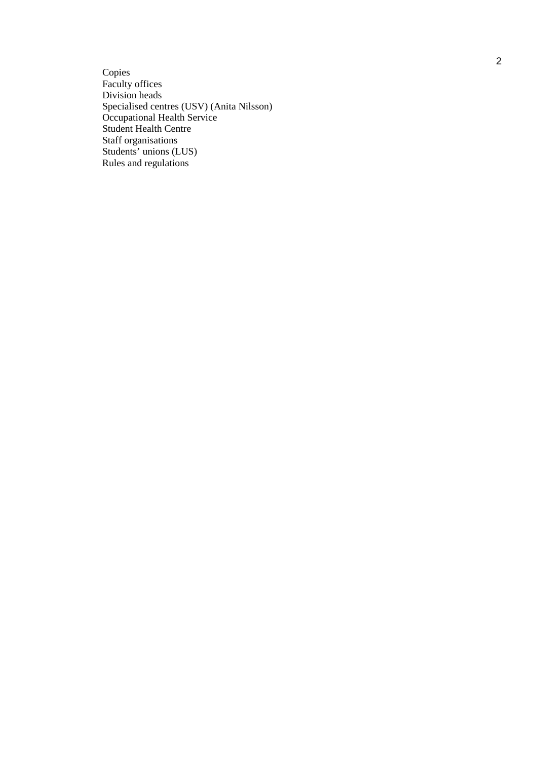Copies
Faculty offices
Division heads
Specialised centres (USV) (Anita Nilsson)
Occupational Health Service
Student Health Centre
Staff organisations
Students' unions (LUS)
Rules and regulations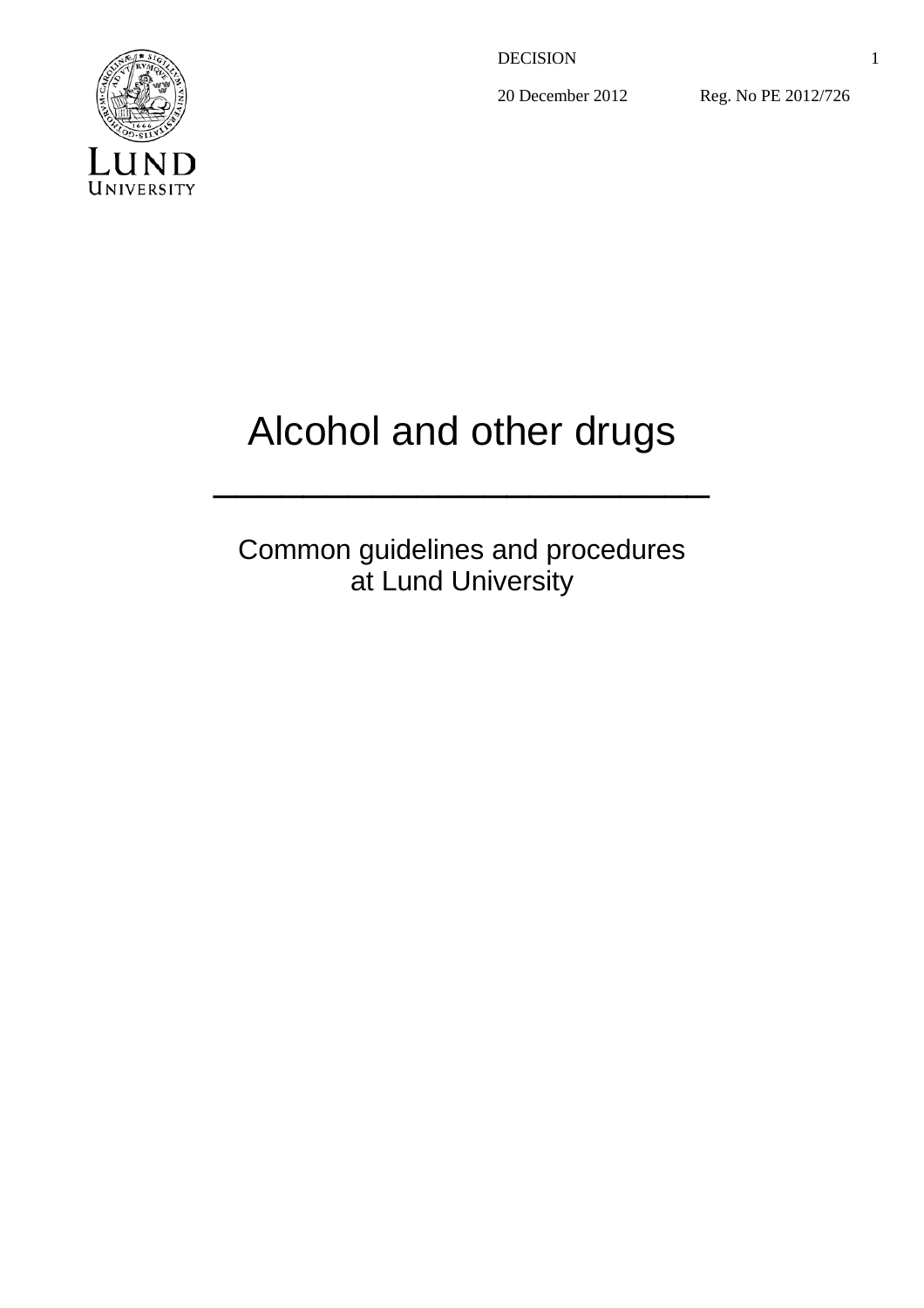DECISION

20 December 2012 Reg. No PE 2012/726

# Alcohol and other drugs

---

Common guidelines and procedures at Lund University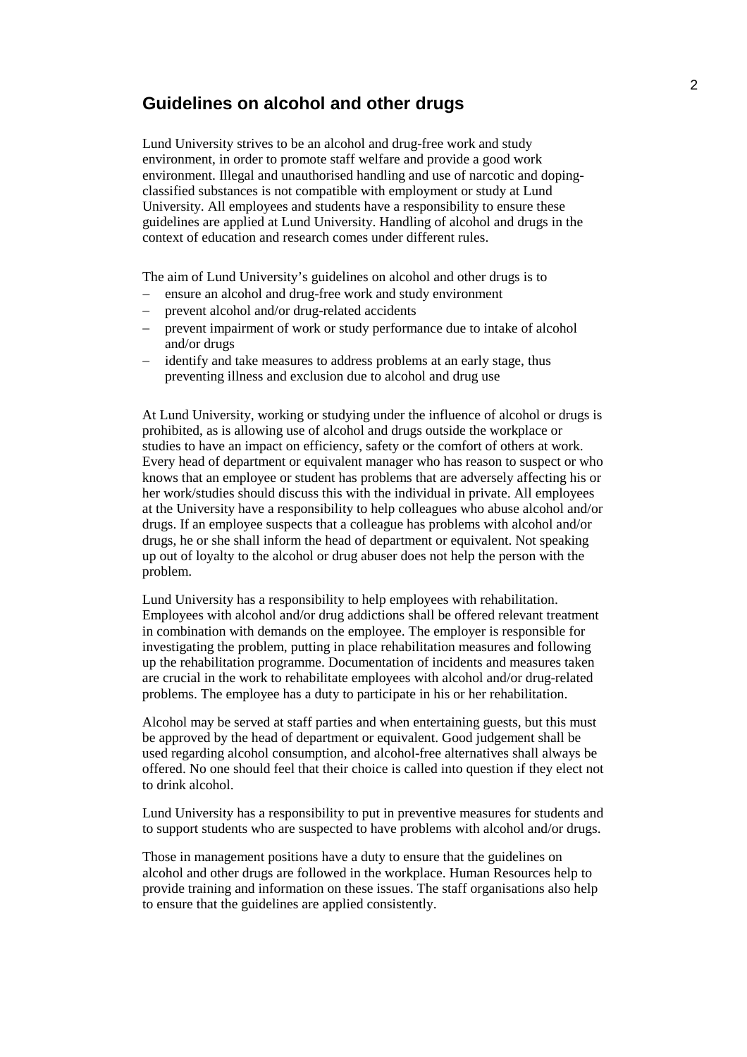## Guidelines on alcohol and other drugs

Lund University strives to be an alcohol and drug-free work and study environment, in order to promote staff welfare and provide a good work environment. Illegal and unauthorised handling and use of narcotic and doping-classified substances is not compatible with employment or study at Lund University. All employees and students have a responsibility to ensure these guidelines are applied at Lund University. Handling of alcohol and drugs in the context of education and research comes under different rules.

The aim of Lund University's guidelines on alcohol and other drugs is to

- ensure an alcohol and drug-free work and study environment
- prevent alcohol and/or drug-related accidents
- prevent impairment of work or study performance due to intake of alcohol and/or drugs
- identify and take measures to address problems at an early stage, thus preventing illness and exclusion due to alcohol and drug use

At Lund University, working or studying under the influence of alcohol or drugs is prohibited, as is allowing use of alcohol and drugs outside the workplace or studies to have an impact on efficiency, safety or the comfort of others at work. Every head of department or equivalent manager who has reason to suspect or who knows that an employee or student has problems that are adversely affecting his or her work/studies should discuss this with the individual in private. All employees at the University have a responsibility to help colleagues who abuse alcohol and/or drugs. If an employee suspects that a colleague has problems with alcohol and/or drugs, he or she shall inform the head of department or equivalent. Not speaking up out of loyalty to the alcohol or drug abuser does not help the person with the problem.

Lund University has a responsibility to help employees with rehabilitation. Employees with alcohol and/or drug addictions shall be offered relevant treatment in combination with demands on the employee. The employer is responsible for investigating the problem, putting in place rehabilitation measures and following up the rehabilitation programme. Documentation of incidents and measures taken are crucial in the work to rehabilitate employees with alcohol and/or drug-related problems. The employee has a duty to participate in his or her rehabilitation.

Alcohol may be served at staff parties and when entertaining guests, but this must be approved by the head of department or equivalent. Good judgement shall be used regarding alcohol consumption, and alcohol-free alternatives shall always be offered. No one should feel that their choice is called into question if they elect not to drink alcohol.

Lund University has a responsibility to put in preventive measures for students and to support students who are suspected to have problems with alcohol and/or drugs.

Those in management positions have a duty to ensure that the guidelines on alcohol and other drugs are followed in the workplace. Human Resources help to provide training and information on these issues. The staff organisations also help to ensure that the guidelines are applied consistently.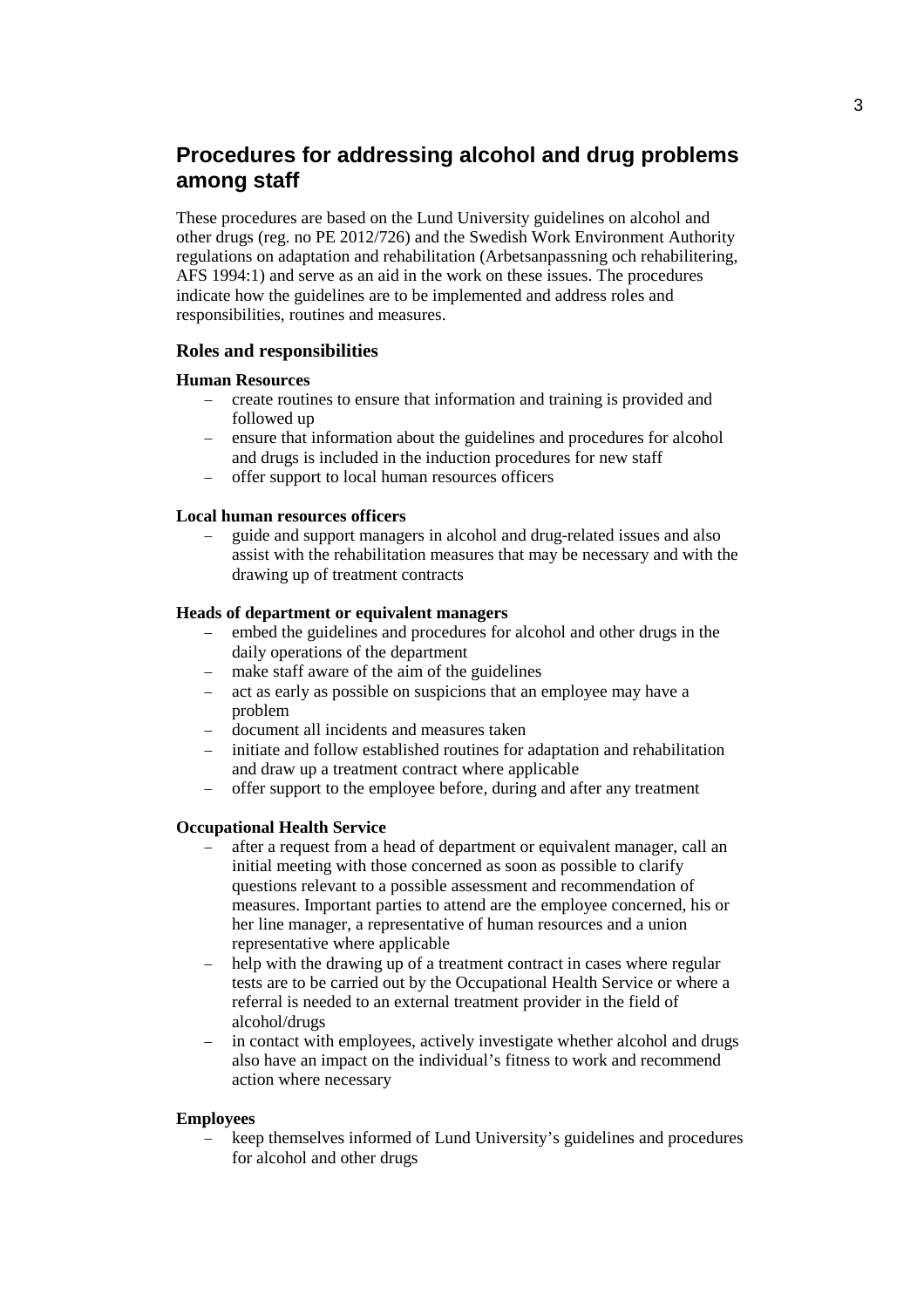## Procedures for addressing alcohol and drug problems among staff

These procedures are based on the Lund University guidelines on alcohol and other drugs (reg. no PE 2012/726) and the Swedish Work Environment Authority regulations on adaptation and rehabilitation (Arbetsanpassning och rehabilitering, AFS 1994:1) and serve as an aid in the work on these issues. The procedures indicate how the guidelines are to be implemented and address roles and responsibilities, routines and measures.

### Roles and responsibilities

**Human Resources**

- create routines to ensure that information and training is provided and followed up
- ensure that information about the guidelines and procedures for alcohol and drugs is included in the induction procedures for new staff
- offer support to local human resources officers

**Local human resources officers**

- guide and support managers in alcohol and drug-related issues and also assist with the rehabilitation measures that may be necessary and with the drawing up of treatment contracts

**Heads of department or equivalent managers**

- embed the guidelines and procedures for alcohol and other drugs in the daily operations of the department
- make staff aware of the aim of the guidelines
- act as early as possible on suspicions that an employee may have a problem
- document all incidents and measures taken
- initiate and follow established routines for adaptation and rehabilitation and draw up a treatment contract where applicable
- offer support to the employee before, during and after any treatment

**Occupational Health Service**

- after a request from a head of department or equivalent manager, call an initial meeting with those concerned as soon as possible to clarify questions relevant to a possible assessment and recommendation of measures. Important parties to attend are the employee concerned, his or her line manager, a representative of human resources and a union representative where applicable
- help with the drawing up of a treatment contract in cases where regular tests are to be carried out by the Occupational Health Service or where a referral is needed to an external treatment provider in the field of alcohol/drugs
- in contact with employees, actively investigate whether alcohol and drugs also have an impact on the individual's fitness to work and recommend action where necessary

**Employees**

- keep themselves informed of Lund University's guidelines and procedures for alcohol and other drugs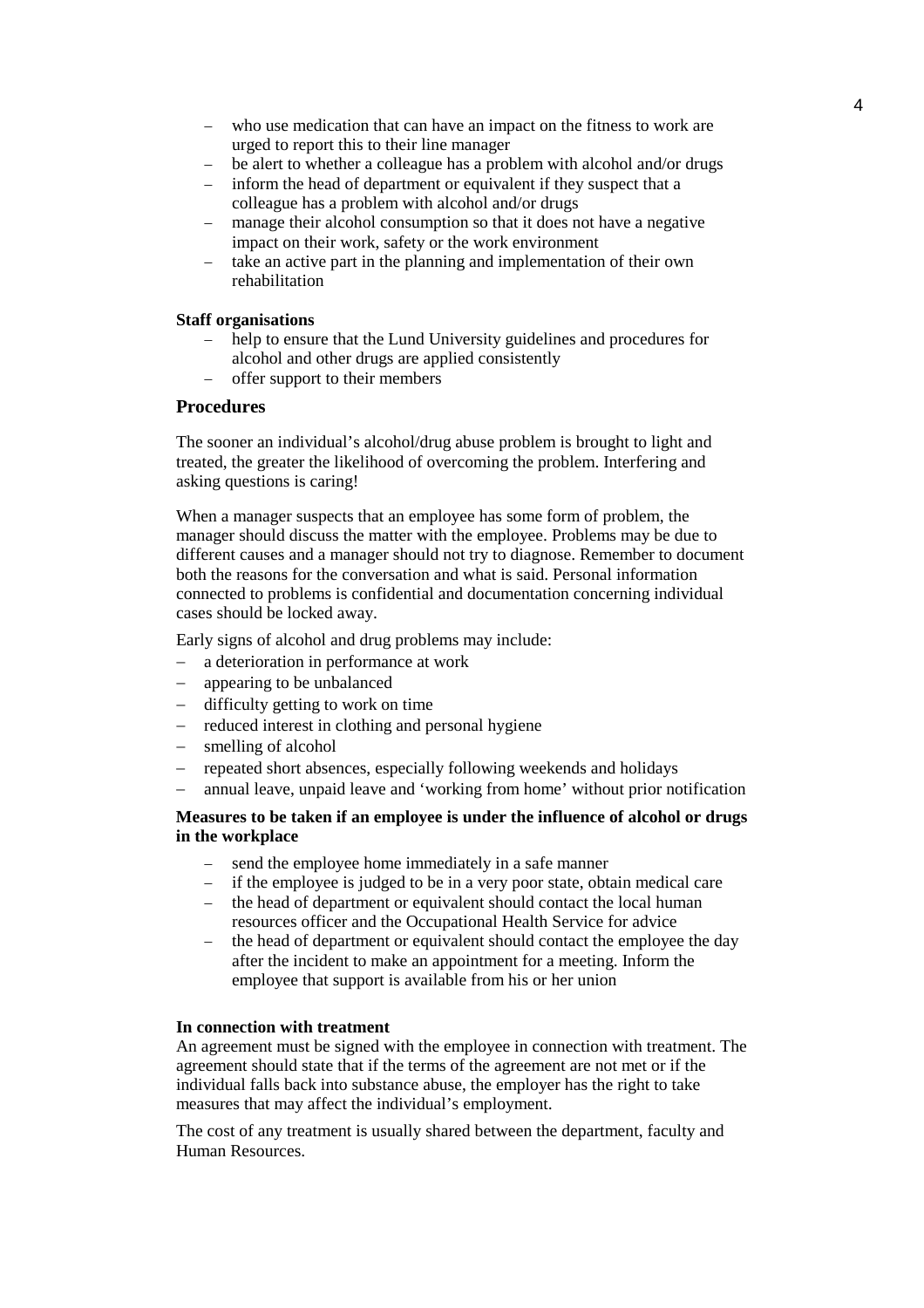- who use medication that can have an impact on the fitness to work are urged to report this to their line manager
- be alert to whether a colleague has a problem with alcohol and/or drugs
- inform the head of department or equivalent if they suspect that a colleague has a problem with alcohol and/or drugs
- manage their alcohol consumption so that it does not have a negative impact on their work, safety or the work environment
- take an active part in the planning and implementation of their own rehabilitation

**Staff organisations**

- help to ensure that the Lund University guidelines and procedures for alcohol and other drugs are applied consistently
- offer support to their members

## Procedures

The sooner an individual's alcohol/drug abuse problem is brought to light and treated, the greater the likelihood of overcoming the problem. Interfering and asking questions is caring!

When a manager suspects that an employee has some form of problem, the manager should discuss the matter with the employee. Problems may be due to different causes and a manager should not try to diagnose. Remember to document both the reasons for the conversation and what is said. Personal information connected to problems is confidential and documentation concerning individual cases should be locked away.

Early signs of alcohol and drug problems may include:

- a deterioration in performance at work
- appearing to be unbalanced
- difficulty getting to work on time
- reduced interest in clothing and personal hygiene
- smelling of alcohol
- repeated short absences, especially following weekends and holidays
- annual leave, unpaid leave and 'working from home' without prior notification

**Measures to be taken if an employee is under the influence of alcohol or drugs in the workplace**

- send the employee home immediately in a safe manner
- if the employee is judged to be in a very poor state, obtain medical care
- the head of department or equivalent should contact the local human resources officer and the Occupational Health Service for advice
- the head of department or equivalent should contact the employee the day after the incident to make an appointment for a meeting. Inform the employee that support is available from his or her union

**In connection with treatment**

An agreement must be signed with the employee in connection with treatment. The agreement should state that if the terms of the agreement are not met or if the individual falls back into substance abuse, the employer has the right to take measures that may affect the individual's employment.

The cost of any treatment is usually shared between the department, faculty and Human Resources.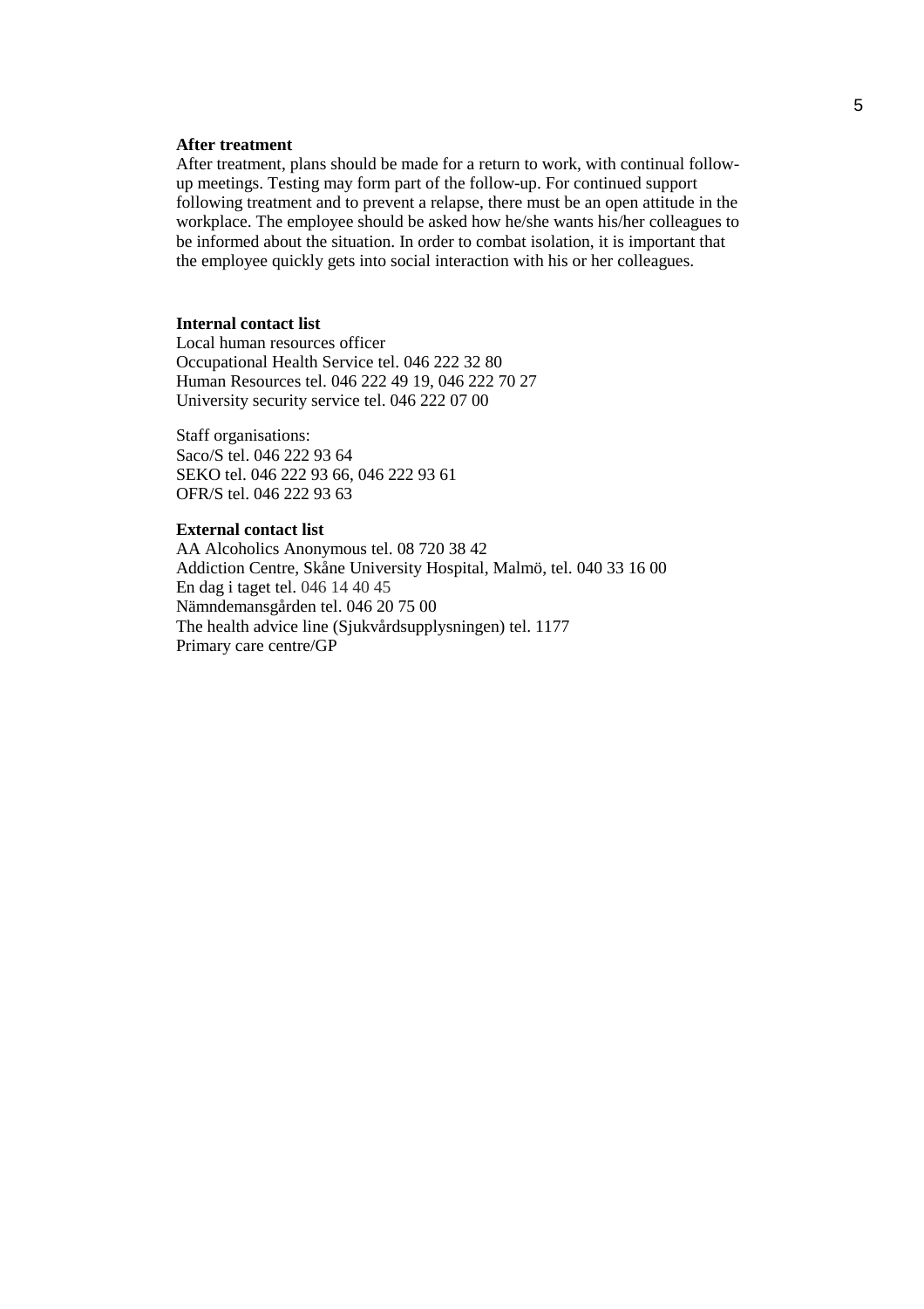### After treatment

After treatment, plans should be made for a return to work, with continual follow-up meetings. Testing may form part of the follow-up. For continued support following treatment and to prevent a relapse, there must be an open attitude in the workplace. The employee should be asked how he/she wants his/her colleagues to be informed about the situation. In order to combat isolation, it is important that the employee quickly gets into social interaction with his or her colleagues.

### Internal contact list

Local human resources officer
Occupational Health Service tel. 046 222 32 80
Human Resources tel. 046 222 49 19, 046 222 70 27
University security service tel. 046 222 07 00

Staff organisations:
Saco/S tel. 046 222 93 64
SEKO tel. 046 222 93 66, 046 222 93 61
OFR/S tel. 046 222 93 63

### External contact list

AA Alcoholics Anonymous tel. 08 720 38 42
Addiction Centre, Skåne University Hospital, Malmö, tel. 040 33 16 00
En dag i taget tel. 046 14 40 45
Nämndemansgården tel. 046 20 75 00
The health advice line (Sjukvårdsupplysningen) tel. 1177
Primary care centre/GP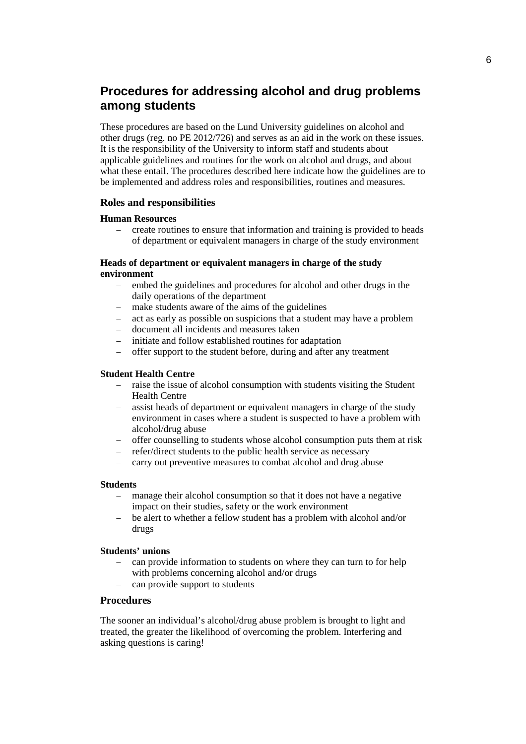## Procedures for addressing alcohol and drug problems among students

These procedures are based on the Lund University guidelines on alcohol and other drugs (reg. no PE 2012/726) and serves as an aid in the work on these issues. It is the responsibility of the University to inform staff and students about applicable guidelines and routines for the work on alcohol and drugs, and about what these entail. The procedures described here indicate how the guidelines are to be implemented and address roles and responsibilities, routines and measures.

### Roles and responsibilities

**Human Resources**

- create routines to ensure that information and training is provided to heads of department or equivalent managers in charge of the study environment

**Heads of department or equivalent managers in charge of the study environment**

- embed the guidelines and procedures for alcohol and other drugs in the daily operations of the department
- make students aware of the aims of the guidelines
- act as early as possible on suspicions that a student may have a problem
- document all incidents and measures taken
- initiate and follow established routines for adaptation
- offer support to the student before, during and after any treatment

**Student Health Centre**

- raise the issue of alcohol consumption with students visiting the Student Health Centre
- assist heads of department or equivalent managers in charge of the study environment in cases where a student is suspected to have a problem with alcohol/drug abuse
- offer counselling to students whose alcohol consumption puts them at risk
- refer/direct students to the public health service as necessary
- carry out preventive measures to combat alcohol and drug abuse

**Students**

- manage their alcohol consumption so that it does not have a negative impact on their studies, safety or the work environment
- be alert to whether a fellow student has a problem with alcohol and/or drugs

**Students' unions**

- can provide information to students on where they can turn to for help with problems concerning alcohol and/or drugs
- can provide support to students

### Procedures

The sooner an individual's alcohol/drug abuse problem is brought to light and treated, the greater the likelihood of overcoming the problem. Interfering and asking questions is caring!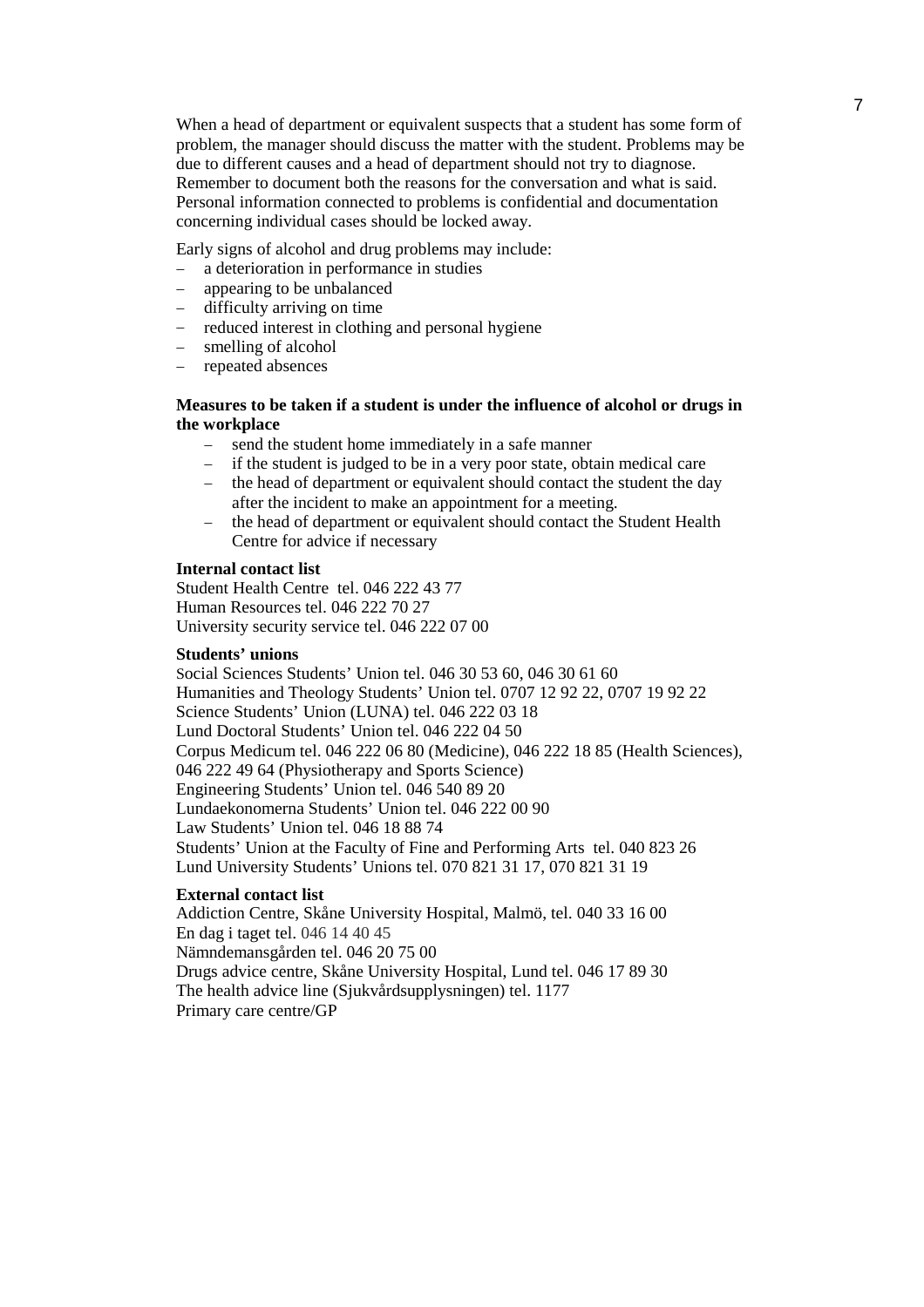When a head of department or equivalent suspects that a student has some form of problem, the manager should discuss the matter with the student. Problems may be due to different causes and a head of department should not try to diagnose. Remember to document both the reasons for the conversation and what is said. Personal information connected to problems is confidential and documentation concerning individual cases should be locked away.

Early signs of alcohol and drug problems may include:

- a deterioration in performance in studies
- appearing to be unbalanced
- difficulty arriving on time
- reduced interest in clothing and personal hygiene
- smelling of alcohol
- repeated absences

**Measures to be taken if a student is under the influence of alcohol or drugs in the workplace**

- send the student home immediately in a safe manner
- if the student is judged to be in a very poor state, obtain medical care
- the head of department or equivalent should contact the student the day after the incident to make an appointment for a meeting.
- the head of department or equivalent should contact the Student Health Centre for advice if necessary

**Internal contact list**

Student Health Centre tel. 046 222 43 77
Human Resources tel. 046 222 70 27
University security service tel. 046 222 07 00

**Students' unions**

Social Sciences Students' Union tel. 046 30 53 60, 046 30 61 60
Humanities and Theology Students' Union tel. 0707 12 92 22, 0707 19 92 22
Science Students' Union (LUNA) tel. 046 222 03 18
Lund Doctoral Students' Union tel. 046 222 04 50
Corpus Medicum tel. 046 222 06 80 (Medicine), 046 222 18 85 (Health Sciences), 046 222 49 64 (Physiotherapy and Sports Science)
Engineering Students' Union tel. 046 540 89 20
Lundaekonomerna Students' Union tel. 046 222 00 90
Law Students' Union tel. 046 18 88 74
Students' Union at the Faculty of Fine and Performing Arts tel. 040 823 26
Lund University Students' Unions tel. 070 821 31 17, 070 821 31 19

**External contact list**

Addiction Centre, Skåne University Hospital, Malmö, tel. 040 33 16 00
En dag i taget tel. 046 14 40 45
Nämndemansgården tel. 046 20 75 00
Drugs advice centre, Skåne University Hospital, Lund tel. 046 17 89 30
The health advice line (Sjukvårdsupplysningen) tel. 1177
Primary care centre/GP